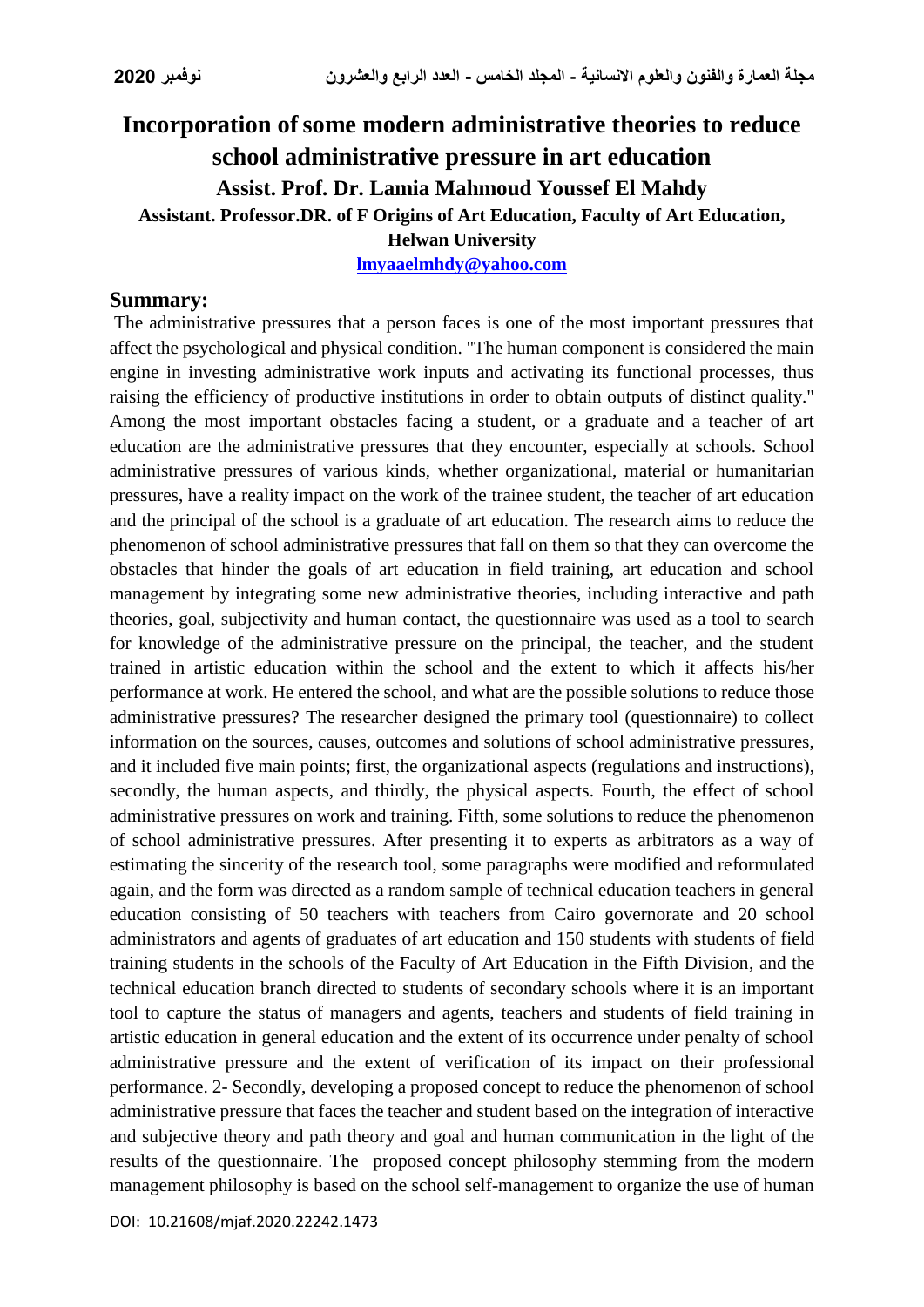# Incorporation of some modern administrative theories to reduce school administrative pressure in art education

**Assist. Prof. Dr. Lamia Mahmoud Youssef El Mahdy**

**Assistant. Professor.DR. of F Origins of Art Education, Faculty of Art Education, Helwan University**

**lmyaaelmhdy@yahoo.com**

## Summary:

The administrative pressures that a person faces is one of the most important pressures that affect the psychological and physical condition. "The human component is considered the main engine in investing administrative work inputs and activating its functional processes, thus raising the efficiency of productive institutions in order to obtain outputs of distinct quality." Among the most important obstacles facing a student, or a graduate and a teacher of art education are the administrative pressures that they encounter, especially at schools. School administrative pressures of various kinds, whether organizational, material or humanitarian pressures, have a reality impact on the work of the trainee student, the teacher of art education and the principal of the school is a graduate of art education. The research aims to reduce the phenomenon of school administrative pressures that fall on them so that they can overcome the obstacles that hinder the goals of art education in field training, art education and school management by integrating some new administrative theories, including interactive and path theories, goal, subjectivity and human contact, the questionnaire was used as a tool to search for knowledge of the administrative pressure on the principal, the teacher, and the student trained in artistic education within the school and the extent to which it affects his/her performance at work. He entered the school, and what are the possible solutions to reduce those administrative pressures? The researcher designed the primary tool (questionnaire) to collect information on the sources, causes, outcomes and solutions of school administrative pressures, and it included five main points; first, the organizational aspects (regulations and instructions), secondly, the human aspects, and thirdly, the physical aspects. Fourth, the effect of school administrative pressures on work and training. Fifth, some solutions to reduce the phenomenon of school administrative pressures. After presenting it to experts as arbitrators as a way of estimating the sincerity of the research tool, some paragraphs were modified and reformulated again, and the form was directed as a random sample of technical education teachers in general education consisting of 50 teachers with teachers from Cairo governorate and 20 school administrators and agents of graduates of art education and 150 students with students of field training students in the schools of the Faculty of Art Education in the Fifth Division, and the technical education branch directed to students of secondary schools where it is an important tool to capture the status of managers and agents, teachers and students of field training in artistic education in general education and the extent of its occurrence under penalty of school administrative pressure and the extent of verification of its impact on their professional performance. 2- Secondly, developing a proposed concept to reduce the phenomenon of school administrative pressure that faces the teacher and student based on the integration of interactive and subjective theory and path theory and goal and human communication in the light of the results of the questionnaire. The proposed concept philosophy stemming from the modern management philosophy is based on the school self-management to organize the use of human

DOI: 10.21608/mjaf.2020.22242.1473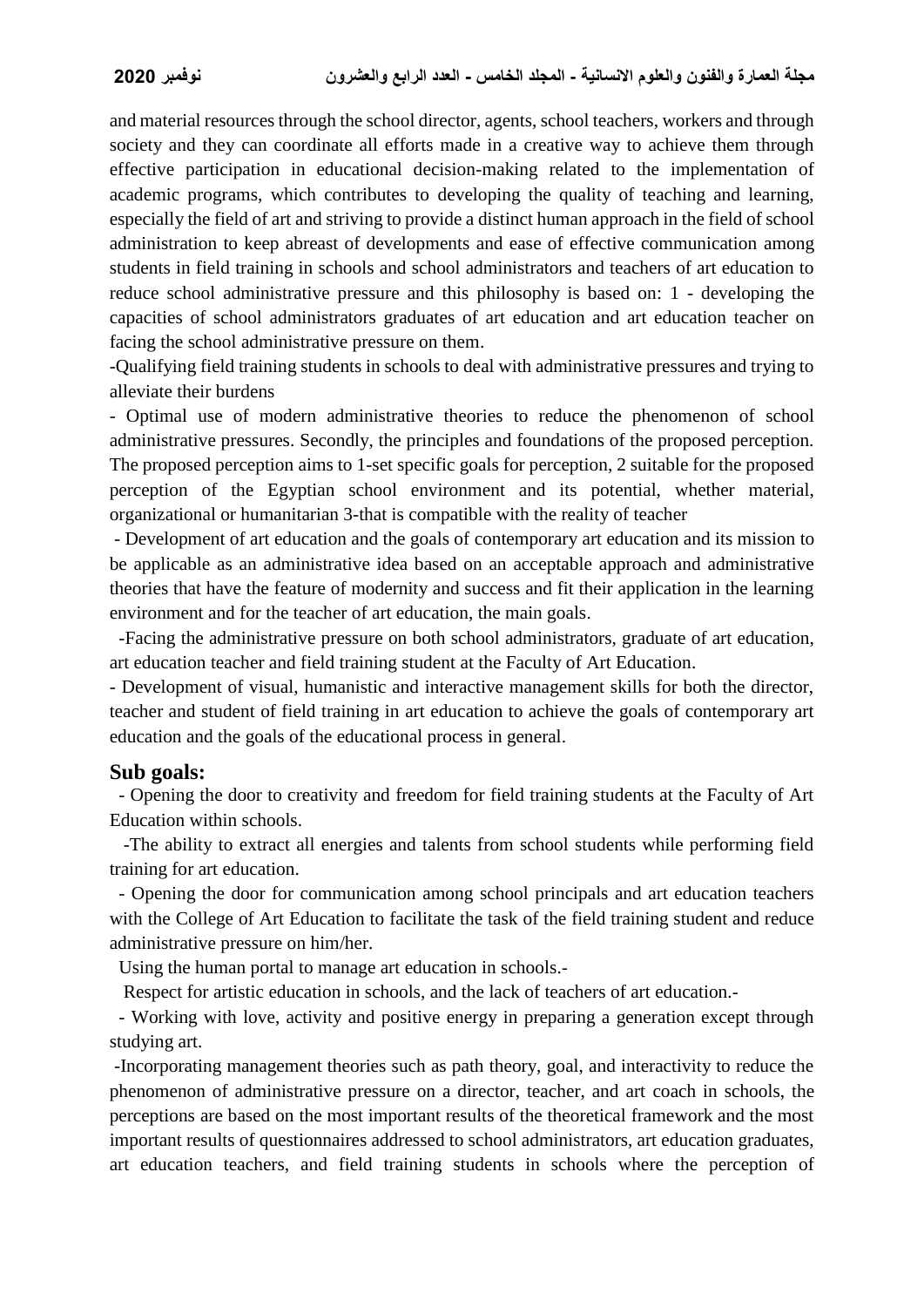and material resources through the school director, agents, school teachers, workers and through society and they can coordinate all efforts made in a creative way to achieve them through effective participation in educational decision-making related to the implementation of academic programs, which contributes to developing the quality of teaching and learning, especially the field of art and striving to provide a distinct human approach in the field of school administration to keep abreast of developments and ease of effective communication among students in field training in schools and school administrators and teachers of art education to reduce school administrative pressure and this philosophy is based on: 1 - developing the capacities of school administrators graduates of art education and art education teacher on facing the school administrative pressure on them.

-Qualifying field training students in schools to deal with administrative pressures and trying to alleviate their burdens

- Optimal use of modern administrative theories to reduce the phenomenon of school administrative pressures. Secondly, the principles and foundations of the proposed perception. The proposed perception aims to 1-set specific goals for perception, 2 suitable for the proposed perception of the Egyptian school environment and its potential, whether material, organizational or humanitarian 3-that is compatible with the reality of teacher

- Development of art education and the goals of contemporary art education and its mission to be applicable as an administrative idea based on an acceptable approach and administrative theories that have the feature of modernity and success and fit their application in the learning environment and for the teacher of art education, the main goals.

-Facing the administrative pressure on both school administrators, graduate of art education, art education teacher and field training student at the Faculty of Art Education.

- Development of visual, humanistic and interactive management skills for both the director, teacher and student of field training in art education to achieve the goals of contemporary art education and the goals of the educational process in general.

## Sub goals:

- Opening the door to creativity and freedom for field training students at the Faculty of Art Education within schools.

-The ability to extract all energies and talents from school students while performing field training for art education.

- Opening the door for communication among school principals and art education teachers with the College of Art Education to facilitate the task of the field training student and reduce administrative pressure on him/her.

Using the human portal to manage art education in schools.-

Respect for artistic education in schools, and the lack of teachers of art education.-

- Working with love, activity and positive energy in preparing a generation except through studying art.

-Incorporating management theories such as path theory, goal, and interactivity to reduce the phenomenon of administrative pressure on a director, teacher, and art coach in schools, the perceptions are based on the most important results of the theoretical framework and the most important results of questionnaires addressed to school administrators, art education graduates, art education teachers, and field training students in schools where the perception of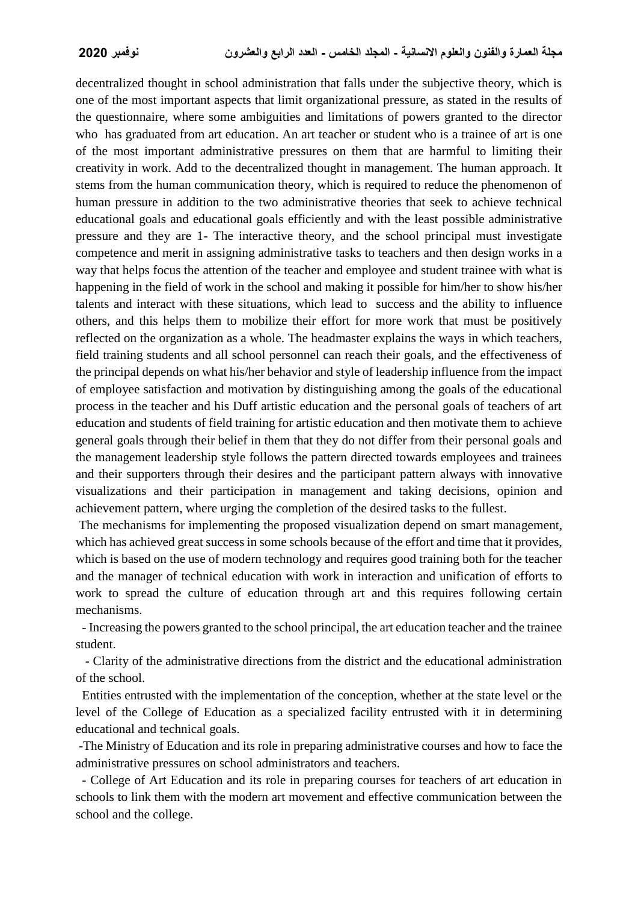decentralized thought in school administration that falls under the subjective theory, which is one of the most important aspects that limit organizational pressure, as stated in the results of the questionnaire, where some ambiguities and limitations of powers granted to the director who has graduated from art education. An art teacher or student who is a trainee of art is one of the most important administrative pressures on them that are harmful to limiting their creativity in work. Add to the decentralized thought in management. The human approach. It stems from the human communication theory, which is required to reduce the phenomenon of human pressure in addition to the two administrative theories that seek to achieve technical educational goals and educational goals efficiently and with the least possible administrative pressure and they are 1- The interactive theory, and the school principal must investigate competence and merit in assigning administrative tasks to teachers and then design works in a way that helps focus the attention of the teacher and employee and student trainee with what is happening in the field of work in the school and making it possible for him/her to show his/her talents and interact with these situations, which lead to success and the ability to influence others, and this helps them to mobilize their effort for more work that must be positively reflected on the organization as a whole. The headmaster explains the ways in which teachers, field training students and all school personnel can reach their goals, and the effectiveness of the principal depends on what his/her behavior and style of leadership influence from the impact of employee satisfaction and motivation by distinguishing among the goals of the educational process in the teacher and his Duff artistic education and the personal goals of teachers of art education and students of field training for artistic education and then motivate them to achieve general goals through their belief in them that they do not differ from their personal goals and the management leadership style follows the pattern directed towards employees and trainees and their supporters through their desires and the participant pattern always with innovative visualizations and their participation in management and taking decisions, opinion and achievement pattern, where urging the completion of the desired tasks to the fullest.

The mechanisms for implementing the proposed visualization depend on smart management, which has achieved great success in some schools because of the effort and time that it provides, which is based on the use of modern technology and requires good training both for the teacher and the manager of technical education with work in interaction and unification of efforts to work to spread the culture of education through art and this requires following certain mechanisms.

- Increasing the powers granted to the school principal, the art education teacher and the trainee student.
- Clarity of the administrative directions from the district and the educational administration of the school.

Entities entrusted with the implementation of the conception, whether at the state level or the level of the College of Education as a specialized facility entrusted with it in determining educational and technical goals.

- The Ministry of Education and its role in preparing administrative courses and how to face the administrative pressures on school administrators and teachers.
- College of Art Education and its role in preparing courses for teachers of art education in schools to link them with the modern art movement and effective communication between the school and the college.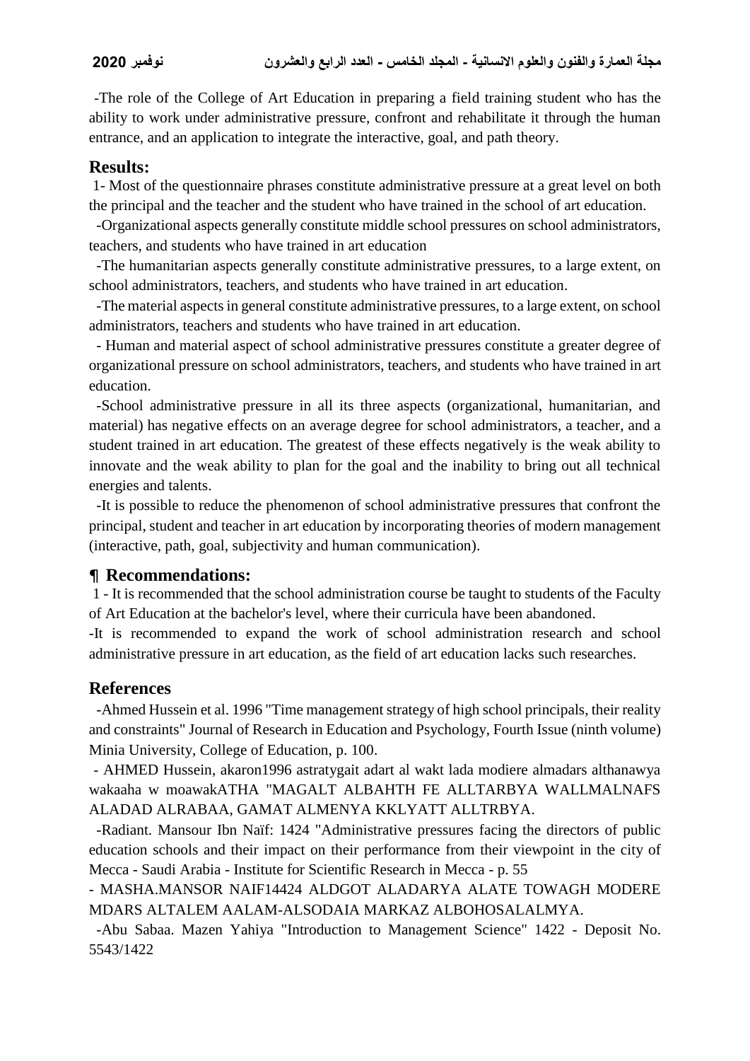-The role of the College of Art Education in preparing a field training student who has the ability to work under administrative pressure, confront and rehabilitate it through the human entrance, and an application to integrate the interactive, goal, and path theory.

## Results:

1- Most of the questionnaire phrases constitute administrative pressure at a great level on both the principal and the teacher and the student who have trained in the school of art education.

-Organizational aspects generally constitute middle school pressures on school administrators, teachers, and students who have trained in art education

-The humanitarian aspects generally constitute administrative pressures, to a large extent, on school administrators, teachers, and students who have trained in art education.

-The material aspects in general constitute administrative pressures, to a large extent, on school administrators, teachers and students who have trained in art education.

- Human and material aspect of school administrative pressures constitute a greater degree of organizational pressure on school administrators, teachers, and students who have trained in art education.

-School administrative pressure in all its three aspects (organizational, humanitarian, and material) has negative effects on an average degree for school administrators, a teacher, and a student trained in art education. The greatest of these effects negatively is the weak ability to innovate and the weak ability to plan for the goal and the inability to bring out all technical energies and talents.

-It is possible to reduce the phenomenon of school administrative pressures that confront the principal, student and teacher in art education by incorporating theories of modern management (interactive, path, goal, subjectivity and human communication).

## ¶ Recommendations:

1 - It is recommended that the school administration course be taught to students of the Faculty of Art Education at the bachelor's level, where their curricula have been abandoned.

-It is recommended to expand the work of school administration research and school administrative pressure in art education, as the field of art education lacks such researches.

## References

-Ahmed Hussein et al. 1996 "Time management strategy of high school principals, their reality and constraints" Journal of Research in Education and Psychology, Fourth Issue (ninth volume) Minia University, College of Education, p. 100.

- AHMED Hussein, akaron1996 astratygait adart al wakt lada modiere almadars althanawya wakaaha w moawakATHA "MAGALT ALBAHTH FE ALLTARBYA WALLMALNAFS ALADAD ALRABAA, GAMAT ALMENYA KKLYATT ALLTRBYA.

-Radiant. Mansour Ibn Naïf: 1424 "Administrative pressures facing the directors of public education schools and their impact on their performance from their viewpoint in the city of Mecca - Saudi Arabia - Institute for Scientific Research in Mecca - p. 55

- MASHA.MANSOR NAIF14424 ALDGOT ALADARYA ALATE TOWAGH MODERE MDARS ALTALEM AALAM-ALSODAIA MARKAZ ALBOHOSALALMYA.

-Abu Sabaa. Mazen Yahiya "Introduction to Management Science" 1422 - Deposit No. 5543/1422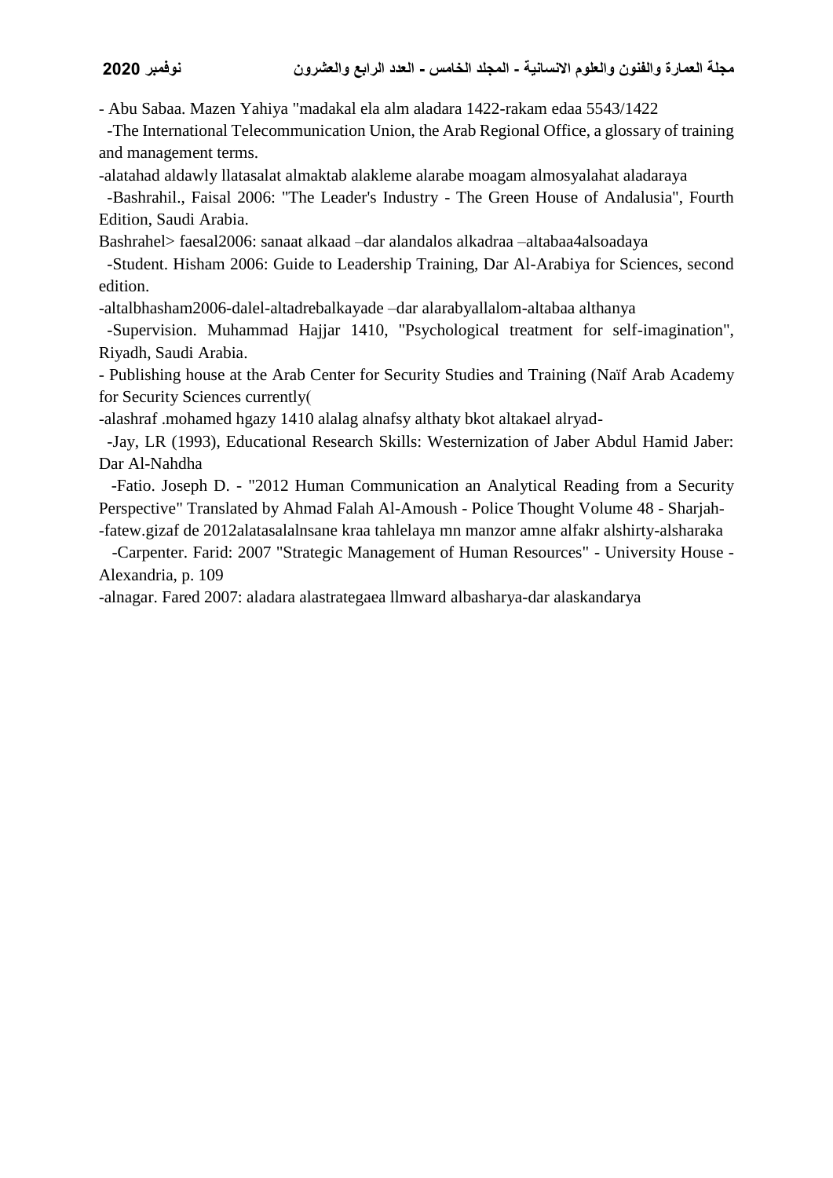- Abu Sabaa. Mazen Yahiya "madakal ela alm aladara 1422-rakam edaa 5543/1422

-The International Telecommunication Union, the Arab Regional Office, a glossary of training and management terms.

-alatahad aldawly llatasalat almaktab alakleme alarabe moagam almosyalahat aladaraya

-Bashrahil., Faisal 2006: "The Leader's Industry - The Green House of Andalusia", Fourth Edition, Saudi Arabia.

Bashrahel> faesal2006: sanaat alkaad –dar alandalos alkadraa –altabaa4alsoadaya

-Student. Hisham 2006: Guide to Leadership Training, Dar Al-Arabiya for Sciences, second edition.

-altalbhasham2006-dalel-altadrebalkayade –dar alarabyallalom-altabaa althanya

-Supervision. Muhammad Hajjar 1410, "Psychological treatment for self-imagination", Riyadh, Saudi Arabia.

- Publishing house at the Arab Center for Security Studies and Training (Naïf Arab Academy for Security Sciences currently(

-alashraf .mohamed hgazy 1410 alalag alnafsy althaty bkot altakael alryad-

-Jay, LR (1993), Educational Research Skills: Westernization of Jaber Abdul Hamid Jaber: Dar Al-Nahdha

-Fatio. Joseph D. - "2012 Human Communication an Analytical Reading from a Security Perspective" Translated by Ahmad Falah Al-Amoush - Police Thought Volume 48 - Sharjah-

-fatew.gizaf de 2012alatasalalnsane kraa tahlelaya mn manzor amne alfakr alshirty-alsharaka

-Carpenter. Farid: 2007 "Strategic Management of Human Resources" - University House - Alexandria, p. 109

-alnagar. Fared 2007: aladara alastrategaea llmward albasharya-dar alaskandarya